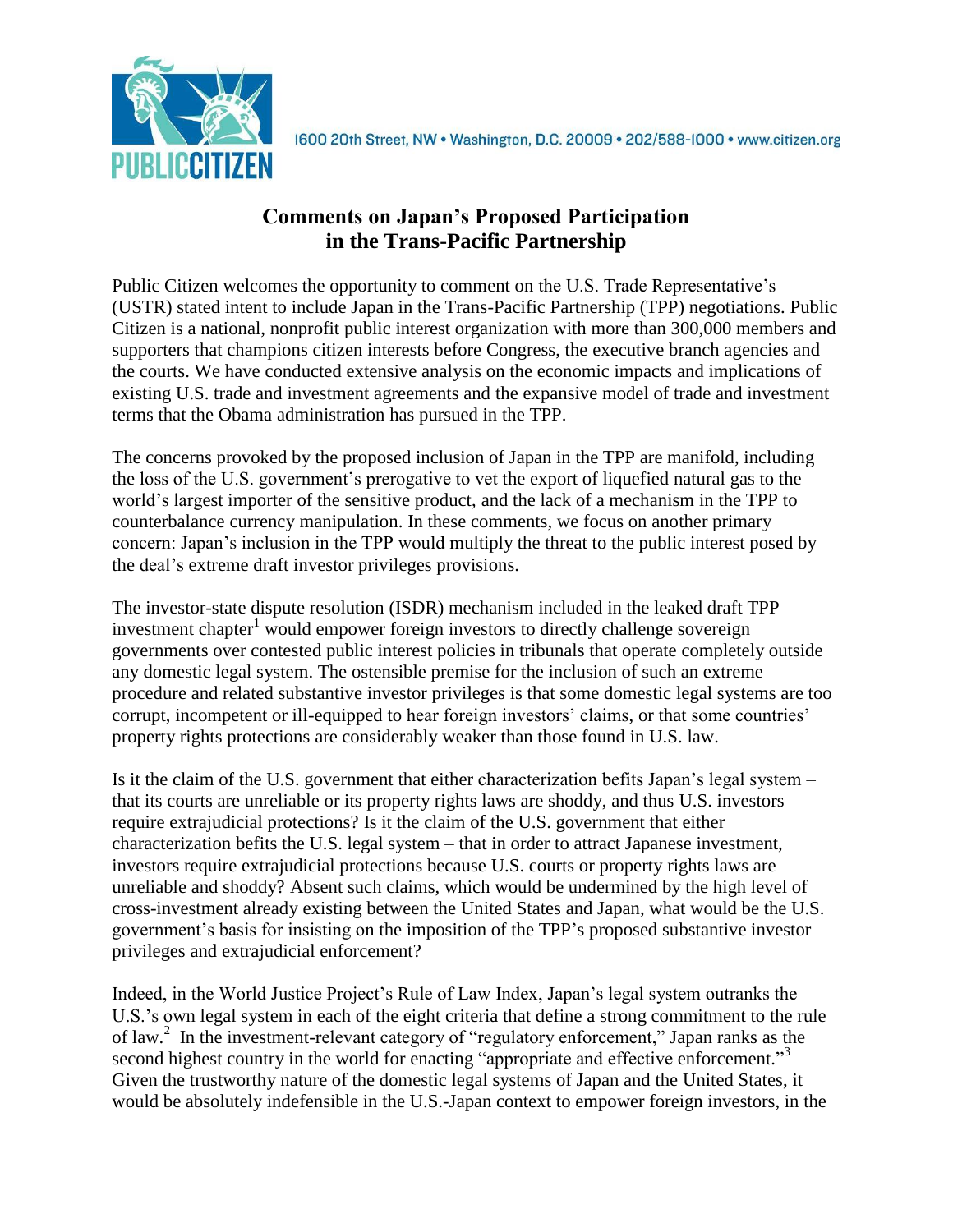1600 20th Street, NW • Washington, D.C. 20009 • 202/588-1000 • www.citizen.org

# Comments on Japan's Proposed Participation in the Trans-Pacific Partnership

Public Citizen welcomes the opportunity to comment on the U.S. Trade Representative's (USTR) stated intent to include Japan in the Trans-Pacific Partnership (TPP) negotiations. Public Citizen is a national, nonprofit public interest organization with more than 300,000 members and supporters that champions citizen interests before Congress, the executive branch agencies and the courts. We have conducted extensive analysis on the economic impacts and implications of existing U.S. trade and investment agreements and the expansive model of trade and investment terms that the Obama administration has pursued in the TPP.

The concerns provoked by the proposed inclusion of Japan in the TPP are manifold, including the loss of the U.S. government's prerogative to vet the export of liquefied natural gas to the world's largest importer of the sensitive product, and the lack of a mechanism in the TPP to counterbalance currency manipulation. In these comments, we focus on another primary concern: Japan's inclusion in the TPP would multiply the threat to the public interest posed by the deal's extreme draft investor privileges provisions.

The investor-state dispute resolution (ISDR) mechanism included in the leaked draft TPP investment chapter[1] would empower foreign investors to directly challenge sovereign governments over contested public interest policies in tribunals that operate completely outside any domestic legal system. The ostensible premise for the inclusion of such an extreme procedure and related substantive investor privileges is that some domestic legal systems are too corrupt, incompetent or ill-equipped to hear foreign investors' claims, or that some countries' property rights protections are considerably weaker than those found in U.S. law.

Is it the claim of the U.S. government that either characterization befits Japan's legal system – that its courts are unreliable or its property rights laws are shoddy, and thus U.S. investors require extrajudicial protections? Is it the claim of the U.S. government that either characterization befits the U.S. legal system – that in order to attract Japanese investment, investors require extrajudicial protections because U.S. courts or property rights laws are unreliable and shoddy? Absent such claims, which would be undermined by the high level of cross-investment already existing between the United States and Japan, what would be the U.S. government's basis for insisting on the imposition of the TPP's proposed substantive investor privileges and extrajudicial enforcement?

Indeed, in the World Justice Project's Rule of Law Index, Japan's legal system outranks the U.S.'s own legal system in each of the eight criteria that define a strong commitment to the rule of law.[2] In the investment-relevant category of "regulatory enforcement," Japan ranks as the second highest country in the world for enacting "appropriate and effective enforcement."[3] Given the trustworthy nature of the domestic legal systems of Japan and the United States, it would be absolutely indefensible in the U.S.-Japan context to empower foreign investors, in the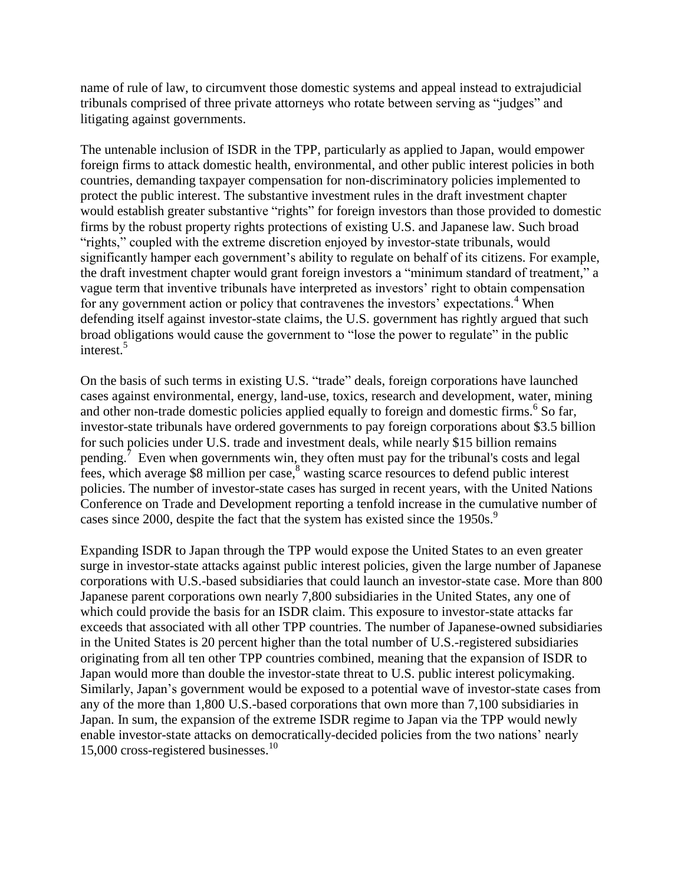name of rule of law, to circumvent those domestic systems and appeal instead to extrajudicial tribunals comprised of three private attorneys who rotate between serving as "judges" and litigating against governments.

The untenable inclusion of ISDR in the TPP, particularly as applied to Japan, would empower foreign firms to attack domestic health, environmental, and other public interest policies in both countries, demanding taxpayer compensation for non-discriminatory policies implemented to protect the public interest. The substantive investment rules in the draft investment chapter would establish greater substantive "rights" for foreign investors than those provided to domestic firms by the robust property rights protections of existing U.S. and Japanese law. Such broad "rights," coupled with the extreme discretion enjoyed by investor-state tribunals, would significantly hamper each government's ability to regulate on behalf of its citizens. For example, the draft investment chapter would grant foreign investors a "minimum standard of treatment," a vague term that inventive tribunals have interpreted as investors' right to obtain compensation for any government action or policy that contravenes the investors' expectations.[4] When defending itself against investor-state claims, the U.S. government has rightly argued that such broad obligations would cause the government to "lose the power to regulate" in the public interest.[5]

On the basis of such terms in existing U.S. "trade" deals, foreign corporations have launched cases against environmental, energy, land-use, toxics, research and development, water, mining and other non-trade domestic policies applied equally to foreign and domestic firms.[6] So far, investor-state tribunals have ordered governments to pay foreign corporations about \$3.5 billion for such policies under U.S. trade and investment deals, while nearly \$15 billion remains pending.[7] Even when governments win, they often must pay for the tribunal's costs and legal fees, which average \$8 million per case,[8] wasting scarce resources to defend public interest policies. The number of investor-state cases has surged in recent years, with the United Nations Conference on Trade and Development reporting a tenfold increase in the cumulative number of cases since 2000, despite the fact that the system has existed since the 1950s.[9]

Expanding ISDR to Japan through the TPP would expose the United States to an even greater surge in investor-state attacks against public interest policies, given the large number of Japanese corporations with U.S.-based subsidiaries that could launch an investor-state case. More than 800 Japanese parent corporations own nearly 7,800 subsidiaries in the United States, any one of which could provide the basis for an ISDR claim. This exposure to investor-state attacks far exceeds that associated with all other TPP countries. The number of Japanese-owned subsidiaries in the United States is 20 percent higher than the total number of U.S.-registered subsidiaries originating from all ten other TPP countries combined, meaning that the expansion of ISDR to Japan would more than double the investor-state threat to U.S. public interest policymaking. Similarly, Japan's government would be exposed to a potential wave of investor-state cases from any of the more than 1,800 U.S.-based corporations that own more than 7,100 subsidiaries in Japan. In sum, the expansion of the extreme ISDR regime to Japan via the TPP would newly enable investor-state attacks on democratically-decided policies from the two nations' nearly 15,000 cross-registered businesses.[10]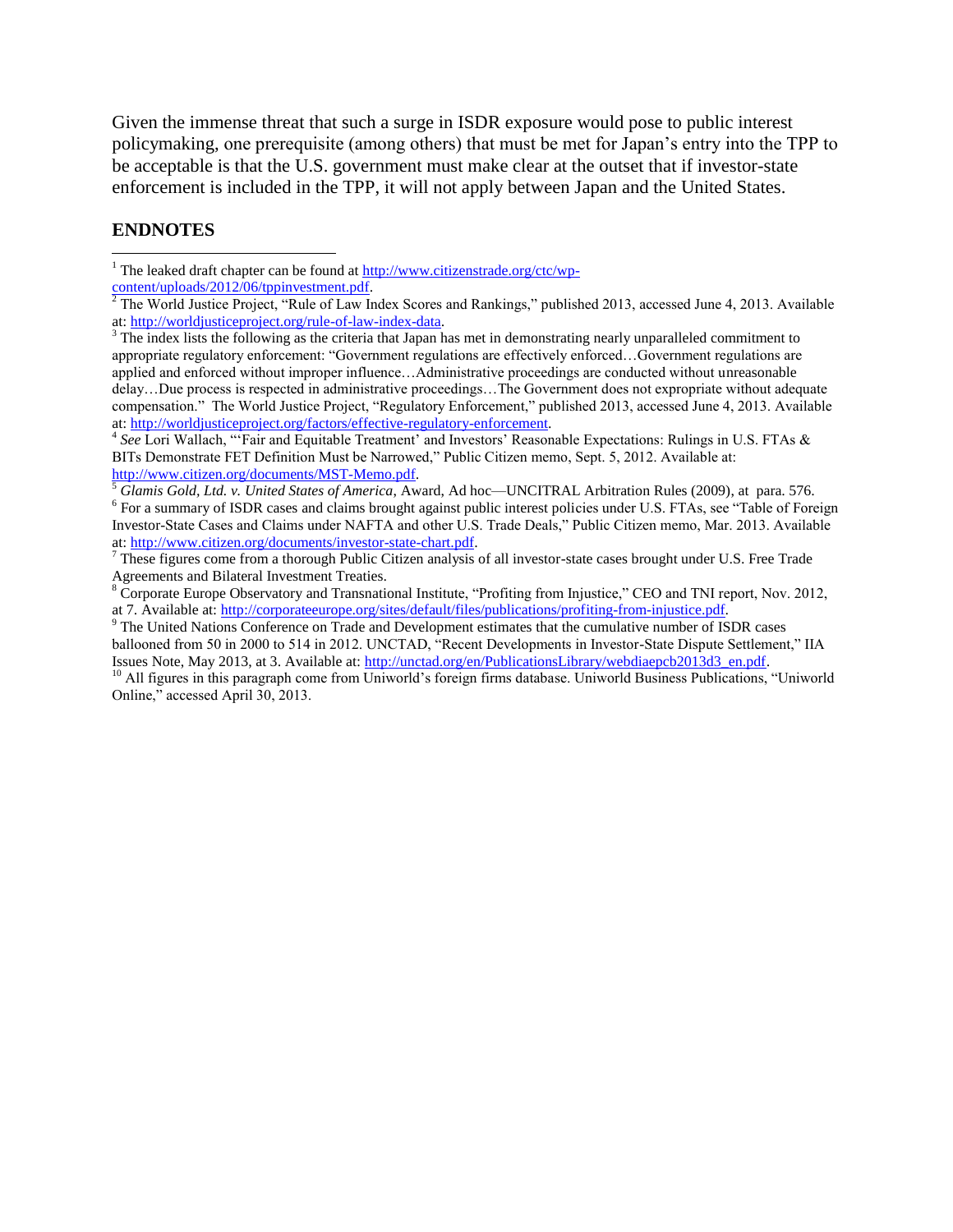Given the immense threat that such a surge in ISDR exposure would pose to public interest policymaking, one prerequisite (among others) that must be met for Japan's entry into the TPP to be acceptable is that the U.S. government must make clear at the outset that if investor-state enforcement is included in the TPP, it will not apply between Japan and the United States.

## ENDNOTES

[1] The leaked draft chapter can be found at http://www.citizenstrade.org/ctc/wp-content/uploads/2012/06/tppinvestment.pdf.

[2] The World Justice Project, "Rule of Law Index Scores and Rankings," published 2013, accessed June 4, 2013. Available at: http://worldjusticeproject.org/rule-of-law-index-data.

[3] The index lists the following as the criteria that Japan has met in demonstrating nearly unparalleled commitment to appropriate regulatory enforcement: "Government regulations are effectively enforced…Government regulations are applied and enforced without improper influence…Administrative proceedings are conducted without unreasonable delay…Due process is respected in administrative proceedings…The Government does not expropriate without adequate compensation." The World Justice Project, "Regulatory Enforcement," published 2013, accessed June 4, 2013. Available at: http://worldjusticeproject.org/factors/effective-regulatory-enforcement.

[4] *See* Lori Wallach, "'Fair and Equitable Treatment' and Investors' Reasonable Expectations: Rulings in U.S. FTAs & BITs Demonstrate FET Definition Must be Narrowed," Public Citizen memo, Sept. 5, 2012. Available at: http://www.citizen.org/documents/MST-Memo.pdf.

[5] *Glamis Gold, Ltd. v. United States of America*, Award, Ad hoc—UNCITRAL Arbitration Rules (2009), at para. 576.

[6] For a summary of ISDR cases and claims brought against public interest policies under U.S. FTAs, see "Table of Foreign Investor-State Cases and Claims under NAFTA and other U.S. Trade Deals," Public Citizen memo, Mar. 2013. Available at: http://www.citizen.org/documents/investor-state-chart.pdf.

[7] These figures come from a thorough Public Citizen analysis of all investor-state cases brought under U.S. Free Trade Agreements and Bilateral Investment Treaties.

[8] Corporate Europe Observatory and Transnational Institute, "Profiting from Injustice," CEO and TNI report, Nov. 2012, at 7. Available at: http://corporateeurope.org/sites/default/files/publications/profiting-from-injustice.pdf.

[9] The United Nations Conference on Trade and Development estimates that the cumulative number of ISDR cases ballooned from 50 in 2000 to 514 in 2012. UNCTAD, "Recent Developments in Investor-State Dispute Settlement," IIA Issues Note, May 2013, at 3. Available at: http://unctad.org/en/PublicationsLibrary/webdiaepcb2013d3_en.pdf.

[10] All figures in this paragraph come from Uniworld's foreign firms database. Uniworld Business Publications, "Uniworld Online," accessed April 30, 2013.